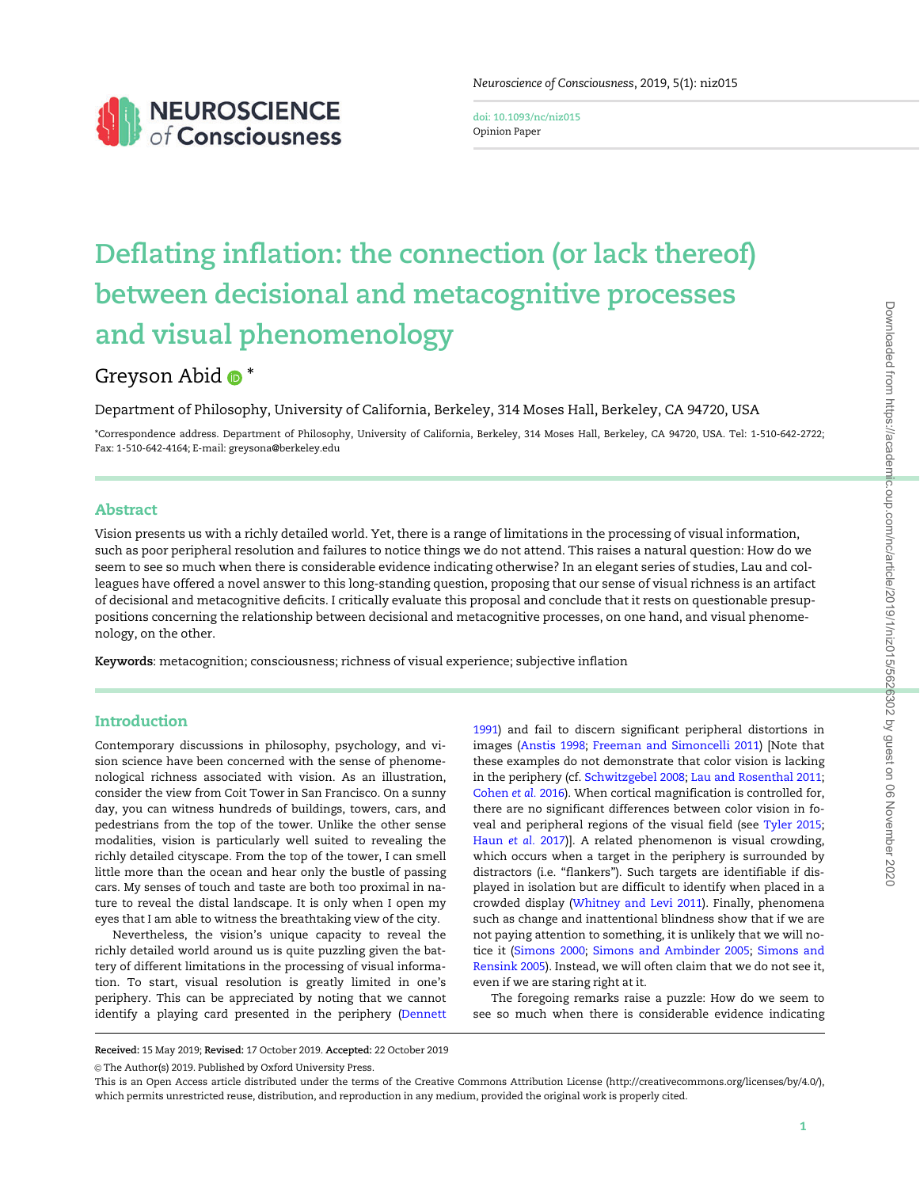doi: 10.1093/nc/niz015
Opinion Paper

# Deflating inflation: the connection (or lack thereof) between decisional and metacognitive processes and visual phenomenology

Greyson Abid *

Department of Philosophy, University of California, Berkeley, 314 Moses Hall, Berkeley, CA 94720, USA

*Correspondence address. Department of Philosophy, University of California, Berkeley, 314 Moses Hall, Berkeley, CA 94720, USA. Tel: 1-510-642-2722; Fax: 1-510-642-4164; E-mail: greysona@berkeley.edu

## Abstract

Vision presents us with a richly detailed world. Yet, there is a range of limitations in the processing of visual information, such as poor peripheral resolution and failures to notice things we do not attend. This raises a natural question: How do we seem to see so much when there is considerable evidence indicating otherwise? In an elegant series of studies, Lau and colleagues have offered a novel answer to this long-standing question, proposing that our sense of visual richness is an artifact of decisional and metacognitive deficits. I critically evaluate this proposal and conclude that it rests on questionable presuppositions concerning the relationship between decisional and metacognitive processes, on one hand, and visual phenomenology, on the other.

**Keywords**: metacognition; consciousness; richness of visual experience; subjective inflation

## Introduction

Contemporary discussions in philosophy, psychology, and vision science have been concerned with the sense of phenomenological richness associated with vision. As an illustration, consider the view from Coit Tower in San Francisco. On a sunny day, you can witness hundreds of buildings, towers, cars, and pedestrians from the top of the tower. Unlike the other sense modalities, vision is particularly well suited to revealing the richly detailed cityscape. From the top of the tower, I can smell little more than the ocean and hear only the bustle of passing cars. My senses of touch and taste are both too proximal in nature to reveal the distal landscape. It is only when I open my eyes that I am able to witness the breathtaking view of the city.

Nevertheless, the vision's unique capacity to reveal the richly detailed world around us is quite puzzling given the battery of different limitations in the processing of visual information. To start, visual resolution is greatly limited in one's periphery. This can be appreciated by noting that we cannot identify a playing card presented in the periphery (Dennett 1991) and fail to discern significant peripheral distortions in images (Anstis 1998; Freeman and Simoncelli 2011) [Note that these examples do not demonstrate that color vision is lacking in the periphery (cf. Schwitzgebel 2008; Lau and Rosenthal 2011; Cohen *et al.* 2016). When cortical magnification is controlled for, there are no significant differences between color vision in foveal and peripheral regions of the visual field (see Tyler 2015; Haun *et al.* 2017)]. A related phenomenon is visual crowding, which occurs when a target in the periphery is surrounded by distractors (i.e. "flankers"). Such targets are identifiable if displayed in isolation but are difficult to identify when placed in a crowded display (Whitney and Levi 2011). Finally, phenomena such as change and inattentional blindness show that if we are not paying attention to something, it is unlikely that we will notice it (Simons 2000; Simons and Ambinder 2005; Simons and Rensink 2005). Instead, we will often claim that we do not see it, even if we are staring right at it.

The foregoing remarks raise a puzzle: How do we seem to see so much when there is considerable evidence indicating

**Received:** 15 May 2019; **Revised:** 17 October 2019. **Accepted:** 22 October 2019

© The Author(s) 2019. Published by Oxford University Press.

This is an Open Access article distributed under the terms of the Creative Commons Attribution License (http://creativecommons.org/licenses/by/4.0/), which permits unrestricted reuse, distribution, and reproduction in any medium, provided the original work is properly cited.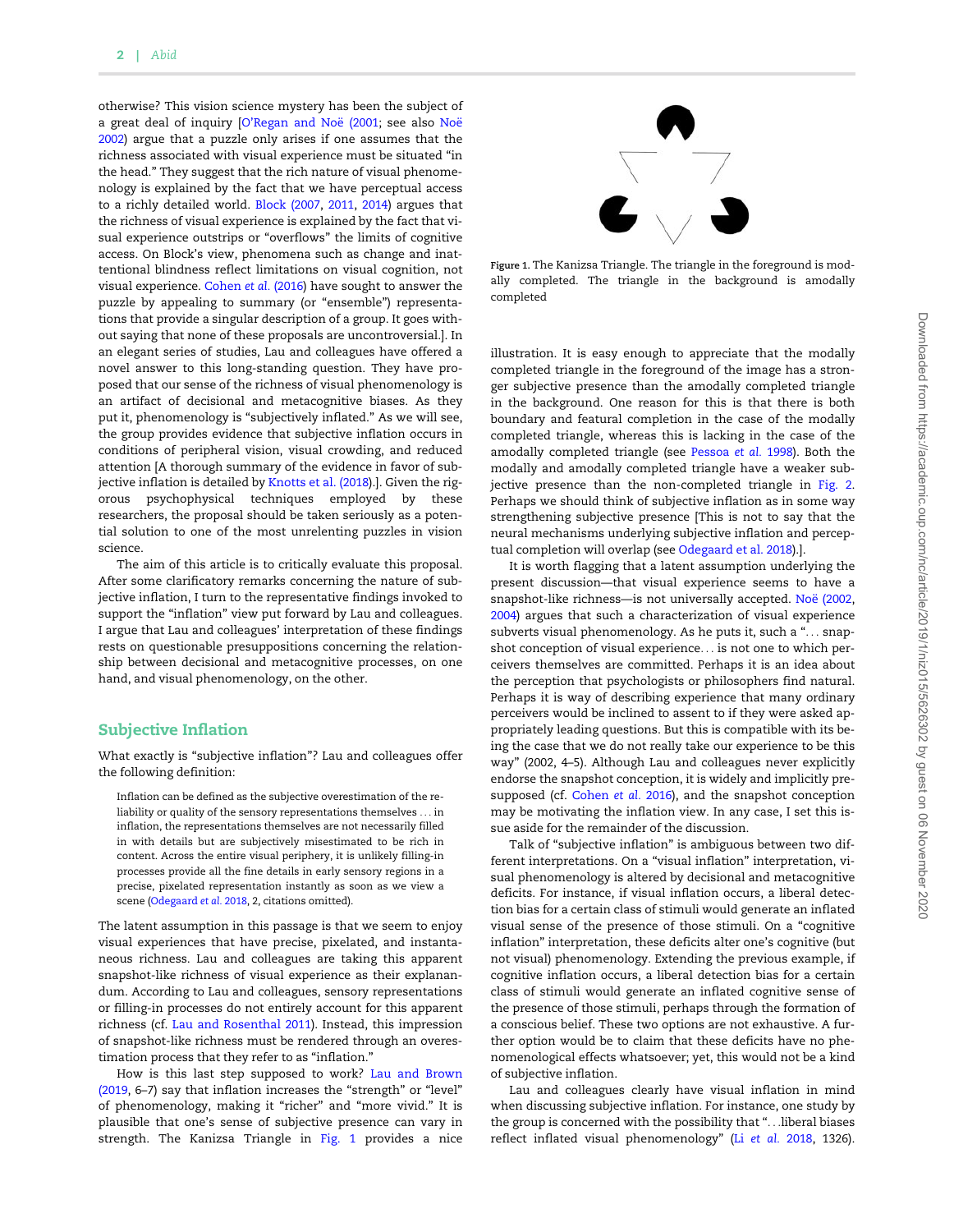otherwise? This vision science mystery has been the subject of a great deal of inquiry [O'Regan and Noë (2001; see also Noë 2002) argue that a puzzle only arises if one assumes that the richness associated with visual experience must be situated "in the head." They suggest that the rich nature of visual phenomenology is explained by the fact that we have perceptual access to a richly detailed world. Block (2007, 2011, 2014) argues that the richness of visual experience is explained by the fact that visual experience outstrips or "overflows" the limits of cognitive access. On Block's view, phenomena such as change and inattentional blindness reflect limitations on visual cognition, not visual experience. Cohen *et al.* (2016) have sought to answer the puzzle by appealing to summary (or "ensemble") representations that provide a singular description of a group. It goes without saying that none of these proposals are uncontroversial.]. In an elegant series of studies, Lau and colleagues have offered a novel answer to this long-standing question. They have proposed that our sense of the richness of visual phenomenology is an artifact of decisional and metacognitive biases. As they put it, phenomenology is "subjectively inflated." As we will see, the group provides evidence that subjective inflation occurs in conditions of peripheral vision, visual crowding, and reduced attention [A thorough summary of the evidence in favor of subjective inflation is detailed by Knotts et al. (2018).]. Given the rigorous psychophysical techniques employed by these researchers, the proposal should be taken seriously as a potential solution to one of the most unrelenting puzzles in vision science.

The aim of this article is to critically evaluate this proposal. After some clarificatory remarks concerning the nature of subjective inflation, I turn to the representative findings invoked to support the "inflation" view put forward by Lau and colleagues. I argue that Lau and colleagues' interpretation of these findings rests on questionable presuppositions concerning the relationship between decisional and metacognitive processes, on one hand, and visual phenomenology, on the other.

## Subjective Inflation

What exactly is "subjective inflation"? Lau and colleagues offer the following definition:

> Inflation can be defined as the subjective overestimation of the reliability or quality of the sensory representations themselves ... in inflation, the representations themselves are not necessarily filled in with details but are subjectively misestimated to be rich in content. Across the entire visual periphery, it is unlikely filling-in processes provide all the fine details in early sensory regions in a precise, pixelated representation instantly as soon as we view a scene (Odegaard *et al.* 2018, 2, citations omitted).

The latent assumption in this passage is that we seem to enjoy visual experiences that have precise, pixelated, and instantaneous richness. Lau and colleagues are taking this apparent snapshot-like richness of visual experience as their explanandum. According to Lau and colleagues, sensory representations or filling-in processes do not entirely account for this apparent richness (cf. Lau and Rosenthal 2011). Instead, this impression of snapshot-like richness must be rendered through an overestimation process that they refer to as "inflation."

How is this last step supposed to work? Lau and Brown (2019, 6–7) say that inflation increases the "strength" or "level" of phenomenology, making it "richer" and "more vivid." It is plausible that one's sense of subjective presence can vary in strength. The Kanizsa Triangle in Fig. 1 provides a nice illustration. It is easy enough to appreciate that the modally completed triangle in the foreground of the image has a stronger subjective presence than the amodally completed triangle in the background. One reason for this is that there is both boundary and featural completion in the case of the modally completed triangle, whereas this is lacking in the case of the amodally completed triangle (see Pessoa *et al.* 1998). Both the modally and amodally completed triangle have a weaker subjective presence than the non-completed triangle in Fig. 2. Perhaps we should think of subjective inflation as in some way strengthening subjective presence [This is not to say that the neural mechanisms underlying subjective inflation and perceptual completion will overlap (see Odegaard et al. 2018).].

Figure 1. The Kanizsa Triangle. The triangle in the foreground is modally completed. The triangle in the background is amodally completed

It is worth flagging that a latent assumption underlying the present discussion—that visual experience seems to have a snapshot-like richness—is not universally accepted. Noë (2002, 2004) argues that such a characterization of visual experience subverts visual phenomenology. As he puts it, such a "... snapshot conception of visual experience... is not one to which perceivers themselves are committed. Perhaps it is an idea about the perception that psychologists or philosophers find natural. Perhaps it is way of describing experience that many ordinary perceivers would be inclined to assent to if they were asked appropriately leading questions. But this is compatible with its being the case that we do not really take our experience to be this way" (2002, 4–5). Although Lau and colleagues never explicitly endorse the snapshot conception, it is widely and implicitly presupposed (cf. Cohen *et al.* 2016), and the snapshot conception may be motivating the inflation view. In any case, I set this issue aside for the remainder of the discussion.

Talk of "subjective inflation" is ambiguous between two different interpretations. On a "visual inflation" interpretation, visual phenomenology is altered by decisional and metacognitive deficits. For instance, if visual inflation occurs, a liberal detection bias for a certain class of stimuli would generate an inflated visual sense of the presence of those stimuli. On a "cognitive inflation" interpretation, these deficits alter one's cognitive (but not visual) phenomenology. Extending the previous example, if cognitive inflation occurs, a liberal detection bias for a certain class of stimuli would generate an inflated cognitive sense of the presence of those stimuli, perhaps through the formation of a conscious belief. These two options are not exhaustive. A further option would be to claim that these deficits have no phenomenological effects whatsoever; yet, this would not be a kind of subjective inflation.

Lau and colleagues clearly have visual inflation in mind when discussing subjective inflation. For instance, one study by the group is concerned with the possibility that "...liberal biases reflect inflated visual phenomenology" (Li *et al.* 2018, 1326).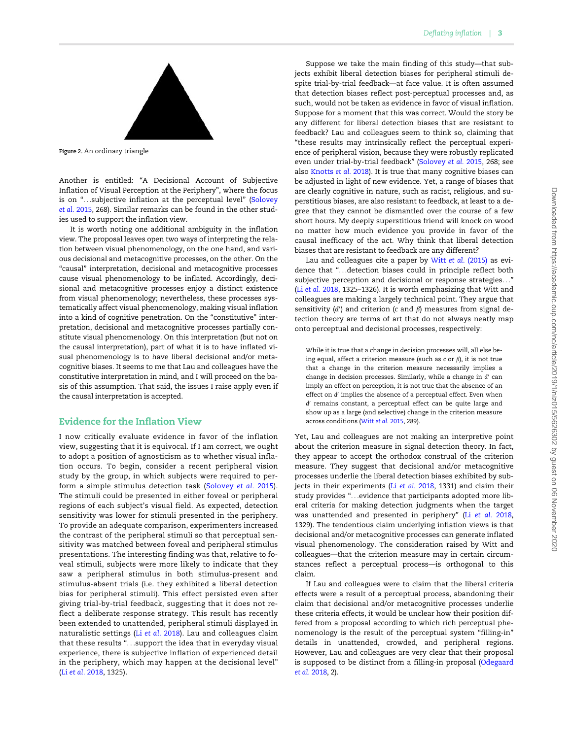Figure 2. An ordinary triangle

Another is entitled: "A Decisional Account of Subjective Inflation of Visual Perception at the Periphery", where the focus is on "…subjective inflation at the perceptual level" (Solovey et al. 2015, 268). Similar remarks can be found in the other studies used to support the inflation view.

It is worth noting one additional ambiguity in the inflation view. The proposal leaves open two ways of interpreting the relation between visual phenomenology, on the one hand, and various decisional and metacognitive processes, on the other. On the "causal" interpretation, decisional and metacognitive processes cause visual phenomenology to be inflated. Accordingly, decisional and metacognitive processes enjoy a distinct existence from visual phenomenology; nevertheless, these processes systematically affect visual phenomenology, making visual inflation into a kind of cognitive penetration. On the "constitutive" interpretation, decisional and metacognitive processes partially constitute visual phenomenology. On this interpretation (but not on the causal interpretation), part of what it is to have inflated visual phenomenology is to have liberal decisional and/or metacognitive biases. It seems to me that Lau and colleagues have the constitutive interpretation in mind, and I will proceed on the basis of this assumption. That said, the issues I raise apply even if the causal interpretation is accepted.

## Evidence for the Inflation View

I now critically evaluate evidence in favor of the inflation view, suggesting that it is equivocal. If I am correct, we ought to adopt a position of agnosticism as to whether visual inflation occurs. To begin, consider a recent peripheral vision study by the group, in which subjects were required to perform a simple stimulus detection task (Solovey et al. 2015). The stimuli could be presented in either foveal or peripheral regions of each subject's visual field. As expected, detection sensitivity was lower for stimuli presented in the periphery. To provide an adequate comparison, experimenters increased the contrast of the peripheral stimuli so that perceptual sensitivity was matched between foveal and peripheral stimulus presentations. The interesting finding was that, relative to foveal stimuli, subjects were more likely to indicate that they saw a peripheral stimulus in both stimulus-present and stimulus-absent trials (i.e. they exhibited a liberal detection bias for peripheral stimuli). This effect persisted even after giving trial-by-trial feedback, suggesting that it does not reflect a deliberate response strategy. This result has recently been extended to unattended, peripheral stimuli displayed in naturalistic settings (Li et al. 2018). Lau and colleagues claim that these results "…support the idea that in everyday visual experience, there is subjective inflation of experienced detail in the periphery, which may happen at the decisional level" (Li et al. 2018, 1325).

Suppose we take the main finding of this study—that subjects exhibit liberal detection biases for peripheral stimuli despite trial-by-trial feedback—at face value. It is often assumed that detection biases reflect post-perceptual processes and, as such, would not be taken as evidence in favor of visual inflation. Suppose for a moment that this was correct. Would the story be any different for liberal detection biases that are resistant to feedback? Lau and colleagues seem to think so, claiming that "these results may intrinsically reflect the perceptual experience of peripheral vision, because they were robustly replicated even under trial-by-trial feedback" (Solovey et al. 2015, 268; see also Knotts et al. 2018). It is true that many cognitive biases can be adjusted in light of new evidence. Yet, a range of biases that are clearly cognitive in nature, such as racist, religious, and superstitious biases, are also resistant to feedback, at least to a degree that they cannot be dismantled over the course of a few short hours. My deeply superstitious friend will knock on wood no matter how much evidence you provide in favor of the causal inefficacy of the act. Why think that liberal detection biases that are resistant to feedback are any different?

Lau and colleagues cite a paper by Witt et al. (2015) as evidence that "…detection biases could in principle reflect both subjective perception and decisional or response strategies…" (Li et al. 2018, 1325–1326). It is worth emphasizing that Witt and colleagues are making a largely technical point. They argue that sensitivity ($d'$) and criterion ($c$ and $\beta$) measures from signal detection theory are terms of art that do not always neatly map onto perceptual and decisional processes, respectively:

> While it is true that a change in decision processes will, all else being equal, affect a criterion measure (such as $c$ or $\beta$), it is not true that a change in the criterion measure necessarily implies a change in decision processes. Similarly, while a change in $d'$ can imply an effect on perception, it is not true that the absence of an effect on $d'$ implies the absence of a perceptual effect. Even when $d'$ remains constant, a perceptual effect can be quite large and show up as a large (and selective) change in the criterion measure across conditions (Witt et al. 2015, 289).

Yet, Lau and colleagues are not making an interpretive point about the criterion measure in signal detection theory. In fact, they appear to accept the orthodox construal of the criterion measure. They suggest that decisional and/or metacognitive processes underlie the liberal detection biases exhibited by subjects in their experiments (Li et al. 2018, 1331) and claim their study provides "…evidence that participants adopted more liberal criteria for making detection judgments when the target was unattended and presented in periphery" (Li et al. 2018, 1329). The tendentious claim underlying inflation views is that decisional and/or metacognitive processes can generate inflated visual phenomenology. The consideration raised by Witt and colleagues—that the criterion measure may in certain circumstances reflect a perceptual process—is orthogonal to this claim.

If Lau and colleagues were to claim that the liberal criteria effects were a result of a perceptual process, abandoning their claim that decisional and/or metacognitive processes underlie these criteria effects, it would be unclear how their position differed from a proposal according to which rich perceptual phenomenology is the result of the perceptual system "filling-in" details in unattended, crowded, and peripheral regions. However, Lau and colleagues are very clear that their proposal is supposed to be distinct from a filling-in proposal (Odegaard et al. 2018, 2).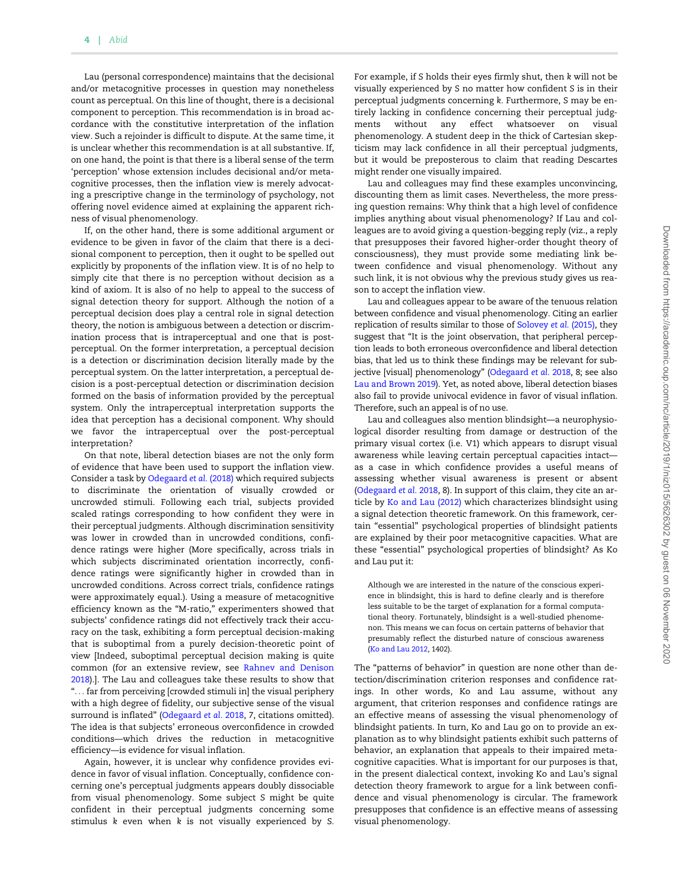Lau (personal correspondence) maintains that the decisional and/or metacognitive processes in question may nonetheless count as perceptual. On this line of thought, there is a decisional component to perception. This recommendation is in broad accordance with the constitutive interpretation of the inflation view. Such a rejoinder is difficult to dispute. At the same time, it is unclear whether this recommendation is at all substantive. If, on one hand, the point is that there is a liberal sense of the term 'perception' whose extension includes decisional and/or metacognitive processes, then the inflation view is merely advocating a prescriptive change in the terminology of psychology, not offering novel evidence aimed at explaining the apparent richness of visual phenomenology.

If, on the other hand, there is some additional argument or evidence to be given in favor of the claim that there is a decisional component to perception, then it ought to be spelled out explicitly by proponents of the inflation view. It is of no help to simply cite that there is no perception without decision as a kind of axiom. It is also of no help to appeal to the success of signal detection theory for support. Although the notion of a perceptual decision does play a central role in signal detection theory, the notion is ambiguous between a detection or discrimination process that is intraperceptual and one that is post-perceptual. On the former interpretation, a perceptual decision is a detection or discrimination decision literally made by the perceptual system. On the latter interpretation, a perceptual decision is a post-perceptual detection or discrimination decision formed on the basis of information provided by the perceptual system. Only the intraperceptual interpretation supports the idea that perception has a decisional component. Why should we favor the intraperceptual over the post-perceptual interpretation?

On that note, liberal detection biases are not the only form of evidence that have been used to support the inflation view. Consider a task by Odegaard *et al.* (2018) which required subjects to discriminate the orientation of visually crowded or uncrowded stimuli. Following each trial, subjects provided scaled ratings corresponding to how confident they were in their perceptual judgments. Although discrimination sensitivity was lower in crowded than in uncrowded conditions, confidence ratings were higher (More specifically, across trials in which subjects discriminated orientation incorrectly, confidence ratings were significantly higher in crowded than in uncrowded conditions. Across correct trials, confidence ratings were approximately equal.). Using a measure of metacognitive efficiency known as the "M-ratio," experimenters showed that subjects' confidence ratings did not effectively track their accuracy on the task, exhibiting a form perceptual decision-making that is suboptimal from a purely decision-theoretic point of view [Indeed, suboptimal perceptual decision making is quite common (for an extensive review, see Rahnev and Denison 2018).]. The Lau and colleagues take these results to show that "... far from perceiving [crowded stimuli in] the visual periphery with a high degree of fidelity, our subjective sense of the visual surround is inflated" (Odegaard *et al.* 2018, 7, citations omitted). The idea is that subjects' erroneous overconfidence in crowded conditions—which drives the reduction in metacognitive efficiency—is evidence for visual inflation.

Again, however, it is unclear why confidence provides evidence in favor of visual inflation. Conceptually, confidence concerning one's perceptual judgments appears doubly dissociable from visual phenomenology. Some subject S might be quite confident in their perceptual judgments concerning some stimulus *k* even when *k* is not visually experienced by S. For example, if S holds their eyes firmly shut, then *k* will not be visually experienced by S no matter how confident S is in their perceptual judgments concerning *k*. Furthermore, S may be entirely lacking in confidence concerning their perceptual judgments without any effect whatsoever on visual phenomenology. A student deep in the thick of Cartesian skepticism may lack confidence in all their perceptual judgments, but it would be preposterous to claim that reading Descartes might render one visually impaired.

Lau and colleagues may find these examples unconvincing, discounting them as limit cases. Nevertheless, the more pressing question remains: Why think that a high level of confidence implies anything about visual phenomenology? If Lau and colleagues are to avoid giving a question-begging reply (viz., a reply that presupposes their favored higher-order thought theory of consciousness), they must provide some mediating link between confidence and visual phenomenology. Without any such link, it is not obvious why the previous study gives us reason to accept the inflation view.

Lau and colleagues appear to be aware of the tenuous relation between confidence and visual phenomenology. Citing an earlier replication of results similar to those of Solovey *et al.* (2015), they suggest that "It is the joint observation, that peripheral perception leads to both erroneous overconfidence and liberal detection bias, that led us to think these findings may be relevant for subjective [visual] phenomenology" (Odegaard *et al.* 2018, 8; see also Lau and Brown 2019). Yet, as noted above, liberal detection biases also fail to provide univocal evidence in favor of visual inflation. Therefore, such an appeal is of no use.

Lau and colleagues also mention blindsight—a neurophysiological disorder resulting from damage or destruction of the primary visual cortex (i.e. V1) which appears to disrupt visual awareness while leaving certain perceptual capacities intact—as a case in which confidence provides a useful means of assessing whether visual awareness is present or absent (Odegaard *et al.* 2018, 8). In support of this claim, they cite an article by Ko and Lau (2012) which characterizes blindsight using a signal detection theoretic framework. On this framework, certain "essential" psychological properties of blindsight patients are explained by their poor metacognitive capacities. What are these "essential" psychological properties of blindsight? As Ko and Lau put it:

> Although we are interested in the nature of the conscious experience in blindsight, this is hard to define clearly and is therefore less suitable to be the target of explanation for a formal computational theory. Fortunately, blindsight is a well-studied phenomenon. This means we can focus on certain patterns of behavior that presumably reflect the disturbed nature of conscious awareness (Ko and Lau 2012, 1402).

The "patterns of behavior" in question are none other than detection/discrimination criterion responses and confidence ratings. In other words, Ko and Lau assume, without any argument, that criterion responses and confidence ratings are an effective means of assessing the visual phenomenology of blindsight patients. In turn, Ko and Lau go on to provide an explanation as to why blindsight patients exhibit such patterns of behavior, an explanation that appeals to their impaired metacognitive capacities. What is important for our purposes is that, in the present dialectical context, invoking Ko and Lau's signal detection theory framework to argue for a link between confidence and visual phenomenology is circular. The framework presupposes that confidence is an effective means of assessing visual phenomenology.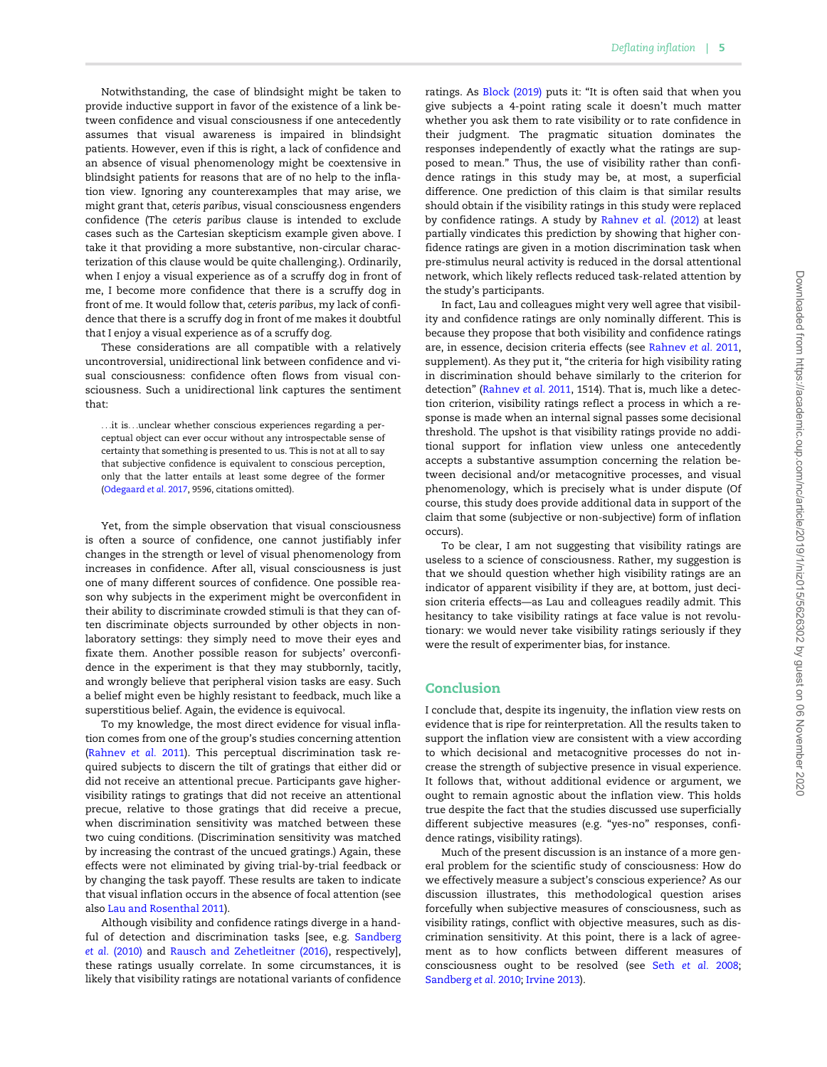Notwithstanding, the case of blindsight might be taken to provide inductive support in favor of the existence of a link between confidence and visual consciousness if one antecedently assumes that visual awareness is impaired in blindsight patients. However, even if this is right, a lack of confidence and an absence of visual phenomenology might be coextensive in blindsight patients for reasons that are of no help to the inflation view. Ignoring any counterexamples that may arise, we might grant that, *ceteris paribus*, visual consciousness engenders confidence (The *ceteris paribus* clause is intended to exclude cases such as the Cartesian skepticism example given above. I take it that providing a more substantive, non-circular characterization of this clause would be quite challenging.). Ordinarily, when I enjoy a visual experience as of a scruffy dog in front of me, I become more confidence that there is a scruffy dog in front of me. It would follow that, *ceteris paribus*, my lack of confidence that there is a scruffy dog in front of me makes it doubtful that I enjoy a visual experience as of a scruffy dog.

These considerations are all compatible with a relatively uncontroversial, unidirectional link between confidence and visual consciousness: confidence often flows from visual consciousness. Such a unidirectional link captures the sentiment that:

> ...it is...unclear whether conscious experiences regarding a perceptual object can ever occur without any introspectable sense of certainty that something is presented to us. This is not at all to say that subjective confidence is equivalent to conscious perception, only that the latter entails at least some degree of the former (Odegaard *et al.* 2017, 9596, citations omitted).

Yet, from the simple observation that visual consciousness is often a source of confidence, one cannot justifiably infer changes in the strength or level of visual phenomenology from increases in confidence. After all, visual consciousness is just one of many different sources of confidence. One possible reason why subjects in the experiment might be overconfident in their ability to discriminate crowded stimuli is that they can often discriminate objects surrounded by other objects in non-laboratory settings: they simply need to move their eyes and fixate them. Another possible reason for subjects' overconfidence in the experiment is that they may stubbornly, tacitly, and wrongly believe that peripheral vision tasks are easy. Such a belief might even be highly resistant to feedback, much like a superstitious belief. Again, the evidence is equivocal.

To my knowledge, the most direct evidence for visual inflation comes from one of the group's studies concerning attention (Rahnev *et al.* 2011). This perceptual discrimination task required subjects to discern the tilt of gratings that either did or did not receive an attentional precue. Participants gave higher-visibility ratings to gratings that did not receive an attentional precue, relative to those gratings that did receive a precue, when discrimination sensitivity was matched between these two cuing conditions. (Discrimination sensitivity was matched by increasing the contrast of the uncued gratings.) Again, these effects were not eliminated by giving trial-by-trial feedback or by changing the task payoff. These results are taken to indicate that visual inflation occurs in the absence of focal attention (see also Lau and Rosenthal 2011).

Although visibility and confidence ratings diverge in a handful of detection and discrimination tasks [see, e.g. Sandberg *et al.* (2010) and Rausch and Zehetleitner (2016), respectively], these ratings usually correlate. In some circumstances, it is likely that visibility ratings are notational variants of confidence ratings. As Block (2019) puts it: "It is often said that when you give subjects a 4-point rating scale it doesn't much matter whether you ask them to rate visibility or to rate confidence in their judgment. The pragmatic situation dominates the responses independently of exactly what the ratings are supposed to mean." Thus, the use of visibility rather than confidence ratings in this study may be, at most, a superficial difference. One prediction of this claim is that similar results should obtain if the visibility ratings in this study were replaced by confidence ratings. A study by Rahnev *et al.* (2012) at least partially vindicates this prediction by showing that higher confidence ratings are given in a motion discrimination task when pre-stimulus neural activity is reduced in the dorsal attentional network, which likely reflects reduced task-related attention by the study's participants.

In fact, Lau and colleagues might very well agree that visibility and confidence ratings are only nominally different. This is because they propose that both visibility and confidence ratings are, in essence, decision criteria effects (see Rahnev *et al.* 2011, supplement). As they put it, "the criteria for high visibility rating in discrimination should behave similarly to the criterion for detection" (Rahnev *et al.* 2011, 1514). That is, much like a detection criterion, visibility ratings reflect a process in which a response is made when an internal signal passes some decisional threshold. The upshot is that visibility ratings provide no additional support for inflation view unless one antecedently accepts a substantive assumption concerning the relation between decisional and/or metacognitive processes, and visual phenomenology, which is precisely what is under dispute (Of course, this study does provide additional data in support of the claim that some (subjective or non-subjective) form of inflation occurs).

To be clear, I am not suggesting that visibility ratings are useless to a science of consciousness. Rather, my suggestion is that we should question whether high visibility ratings are an indicator of apparent visibility if they are, at bottom, just decision criteria effects—as Lau and colleagues readily admit. This hesitancy to take visibility ratings at face value is not revolutionary: we would never take visibility ratings seriously if they were the result of experimenter bias, for instance.

## Conclusion

I conclude that, despite its ingenuity, the inflation view rests on evidence that is ripe for reinterpretation. All the results taken to support the inflation view are consistent with a view according to which decisional and metacognitive processes do not increase the strength of subjective presence in visual experience. It follows that, without additional evidence or argument, we ought to remain agnostic about the inflation view. This holds true despite the fact that the studies discussed use superficially different subjective measures (e.g. "yes-no" responses, confidence ratings, visibility ratings).

Much of the present discussion is an instance of a more general problem for the scientific study of consciousness: How do we effectively measure a subject's conscious experience? As our discussion illustrates, this methodological question arises forcefully when subjective measures of consciousness, such as visibility ratings, conflict with objective measures, such as discrimination sensitivity. At this point, there is a lack of agreement as to how conflicts between different measures of consciousness ought to be resolved (see Seth *et al.* 2008; Sandberg *et al.* 2010; Irvine 2013).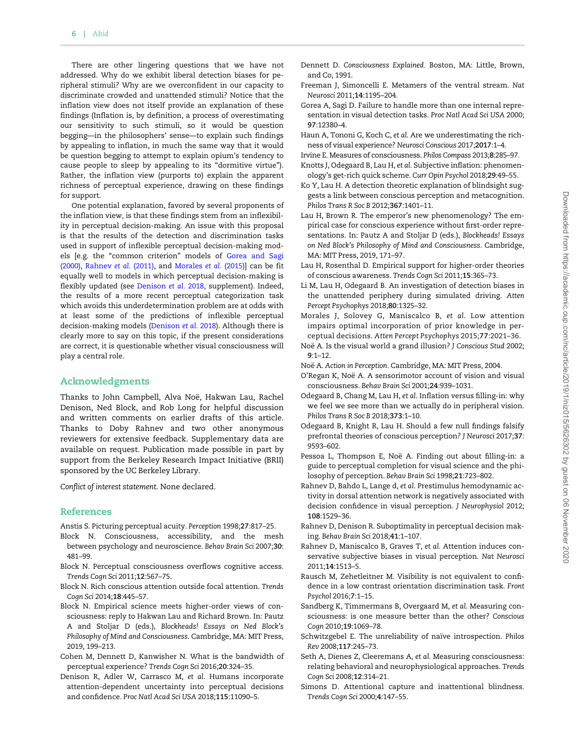There are other lingering questions that we have not addressed. Why do we exhibit liberal detection biases for peripheral stimuli? Why are we overconfident in our capacity to discriminate crowded and unattended stimuli? Notice that the inflation view does not itself provide an explanation of these findings (Inflation is, by definition, a process of overestimating our sensitivity to such stimuli, so it would be question begging—in the philosophers' sense—to explain such findings by appealing to inflation, in much the same way that it would be question begging to attempt to explain opium's tendency to cause people to sleep by appealing to its "dormitive virtue"). Rather, the inflation view (purports to) explain the apparent richness of perceptual experience, drawing on these findings for support.

One potential explanation, favored by several proponents of the inflation view, is that these findings stem from an inflexibility in perceptual decision-making. An issue with this proposal is that the results of the detection and discrimination tasks used in support of inflexible perceptual decision-making models [e.g. the "common criterion" models of Gorea and Sagi (2000), Rahnev *et al.* (2011), and Morales *et al.* (2015)] can be fit equally well to models in which perceptual decision-making is flexibly updated (see Denison *et al.* 2018, supplement). Indeed, the results of a more recent perceptual categorization task which avoids this underdetermination problem are at odds with at least some of the predictions of inflexible perceptual decision-making models (Denison *et al.* 2018). Although there is clearly more to say on this topic, if the present considerations are correct, it is questionable whether visual consciousness will play a central role.

## Acknowledgments

Thanks to John Campbell, Alva Noë, Hakwan Lau, Rachel Denison, Ned Block, and Rob Long for helpful discussion and written comments on earlier drafts of this article. Thanks to Doby Rahnev and two other anonymous reviewers for extensive feedback. Supplementary data are available on request. Publication made possible in part by support from the Berkeley Research Impact Initiative (BRII) sponsored by the UC Berkeley Library.

*Conflict of interest statement.* None declared.

## References

Anstis S. Picturing perceptual acuity. *Perception* 1998;**27**:817–25.

Block N. Consciousness, accessibility, and the mesh between psychology and neuroscience. *Behav Brain Sci* 2007;**30**: 481–99.

Block N. Perceptual consciousness overflows cognitive access. *Trends Cogn Sci* 2011;**12**:567–75.

Block N. Rich conscious attention outside focal attention. *Trends Cogn Sci* 2014;**18**:445–57.

Block N. Empirical science meets higher-order views of consciousness: reply to Hakwan Lau and Richard Brown. In: Pautz A and Stoljar D (eds.), *Blockheads! Essays on Ned Block's Philosophy of Mind and Consciousness*. Cambridge, MA: MIT Press, 2019, 199–213.

Cohen M, Dennett D, Kanwisher N. What is the bandwidth of perceptual experience? *Trends Cogn Sci* 2016;**20**:324–35.

Denison R, Adler W, Carrasco M, *et al.* Humans incorporate attention-dependent uncertainty into perceptual decisions and confidence. *Proc Natl Acad Sci USA* 2018;**115**:11090–5.

Dennett D. *Consciousness Explained*. Boston, MA: Little, Brown, and Co, 1991.

Freeman J, Simoncelli E. Metamers of the ventral stream. *Nat Neurosci* 2011;**14**:1195–204.

Gorea A, Sagi D. Failure to handle more than one internal representation in visual detection tasks. *Proc Natl Acad Sci USA* 2000; **97**:12380–4.

Haun A, Tononi G, Koch C, *et al.* Are we underestimating the richness of visual experience? *Neurosci Conscious* 2017;**2017**:1–4.

Irvine E. Measures of consciousness. *Philos Compass* 2013;**8**:285–97.

Knotts J, Odegaard B, Lau H, *et al.* Subjective inflation: phenomenology's get-rich quick scheme. *Curr Opin Psychol* 2018;**29**:49–55.

Ko Y, Lau H. A detection theoretic explanation of blindsight suggests a link between conscious perception and metacognition. *Philos Trans R Soc B* 2012;**367**:1401–11.

Lau H, Brown R. The emperor's new phenomenology? The empirical case for conscious experience without first-order representations. In: Pautz A and Stoljar D (eds.), *Blockheads! Essays on Ned Block's Philosophy of Mind and Consciousness*. Cambridge, MA: MIT Press, 2019, 171–97.

Lau H, Rosenthal D. Empirical support for higher-order theories of conscious awareness. *Trends Cogn Sci* 2011;**15**:365–73.

Li M, Lau H, Odegaard B. An investigation of detection biases in the unattended periphery during simulated driving. *Atten Percept Psychophys* 2018;**80**:1325–32.

Morales J, Solovey G, Maniscalco B, *et al.* Low attention impairs optimal incorporation of prior knowledge in perceptual decisions. *Atten Percept Psychophys* 2015;**77**:2021–36.

Noë A. Is the visual world a grand illusion? *J Conscious Stud* 2002; **9**:1–12.

Noë A. *Action in Perception*. Cambridge, MA: MIT Press, 2004.

O'Regan K, Noë A. A sensorimotor account of vision and visual consciousness. *Behav Brain Sci* 2001;**24**:939–1031.

Odegaard B, Chang M, Lau H, *et al.* Inflation versus filling-in: why we feel we see more than we actually do in peripheral vision. *Philos Trans R Soc B* 2018;**373**:1–10.

Odegaard B, Knight R, Lau H. Should a few null findings falsify prefrontal theories of conscious perception? *J Neurosci* 2017;**37**: 9593–602.

Pessoa L, Thompson E, Noë A. Finding out about filling-in: a guide to perceptual completion for visual science and the philosophy of perception. *Behav Brain Sci* 1998;**21**:723–802.

Rahnev D, Bahdo L, Lange d, *et al.* Prestimulus hemodynamic activity in dorsal attention network is negatively associated with decision confidence in visual perception. *J Neurophysiol* 2012; **108**:1529–36.

Rahnev D, Denison R. Suboptimality in perceptual decision making. *Behav Brain Sci* 2018;**41**:1–107.

Rahnev D, Maniscalco B, Graves T, *et al.* Attention induces conservative subjective biases in visual perception. *Nat Neurosci* 2011;**14**:1513–5.

Rausch M, Zehetleitner M. Visibility is not equivalent to confidence in a low contrast orientation discrimination task. *Front Psychol* 2016;**7**:1–15.

Sandberg K, Timmermans B, Overgaard M, *et al.* Measuring consciousness: is one measure better than the other? *Conscious Cogn* 2010;**19**:1069–78.

Schwitzgebel E. The unreliability of naïve introspection. *Philos Rev* 2008;**117**:245–73.

Seth A, Dienes Z, Cleeremans A, *et al.* Measuring consciousness: relating behavioral and neurophysiological approaches. *Trends Cogn Sci* 2008;**12**:314–21.

Simons D. Attentional capture and inattentional blindness. *Trends Cogn Sci* 2000;**4**:147–55.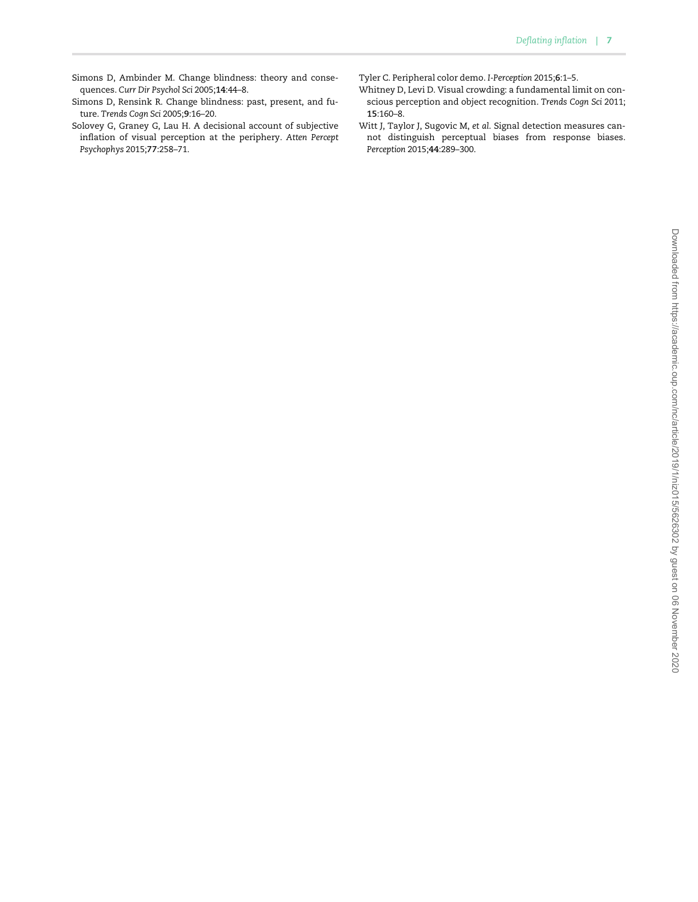Simons D, Ambinder M. Change blindness: theory and consequences. *Curr Dir Psychol Sci* 2005;**14**:44–8.

Simons D, Rensink R. Change blindness: past, present, and future. *Trends Cogn Sci* 2005;**9**:16–20.

Solovey G, Graney G, Lau H. A decisional account of subjective inflation of visual perception at the periphery. *Atten Percept Psychophys* 2015;**77**:258–71.

Tyler C. Peripheral color demo. *I-Perception* 2015;**6**:1–5.

Whitney D, Levi D. Visual crowding: a fundamental limit on conscious perception and object recognition. *Trends Cogn Sci* 2011; **15**:160–8.

Witt J, Taylor J, Sugovic M, *et al.* Signal detection measures cannot distinguish perceptual biases from response biases. *Perception* 2015;**44**:289–300.